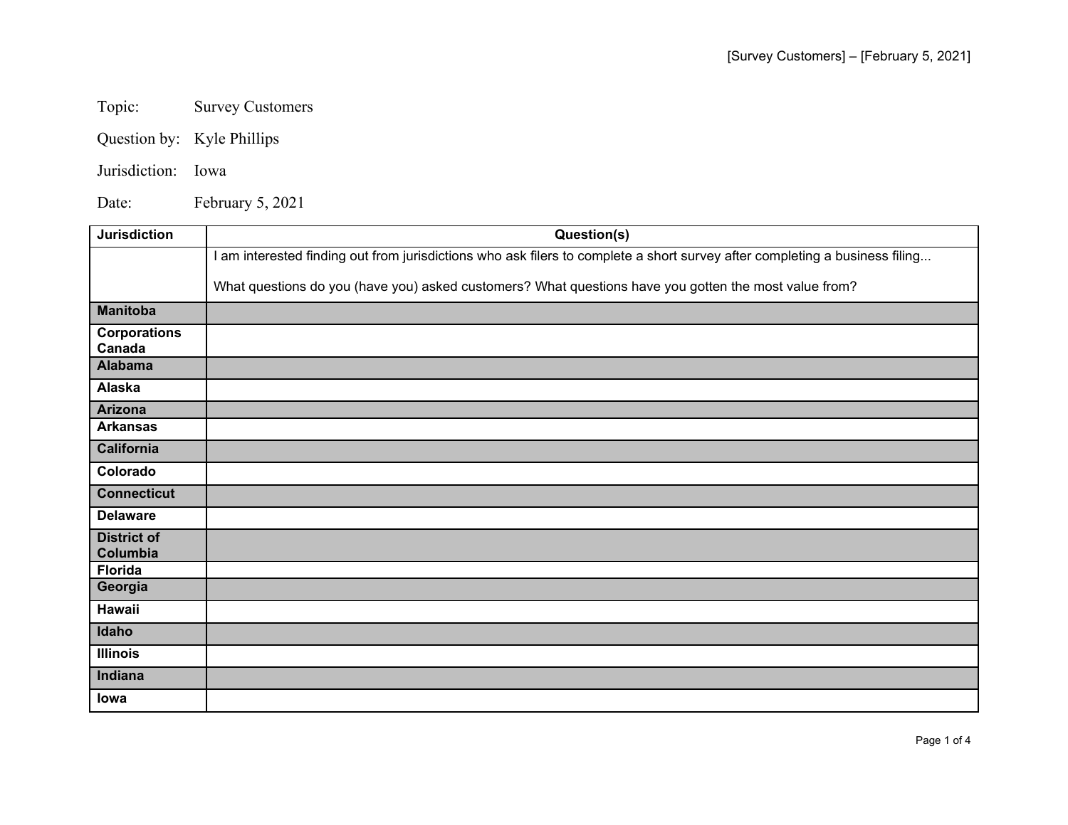Topic: Survey Customers

Question by: Kyle Phillips

Jurisdiction: Iowa

Date: February 5, 2021

| Jurisdiction | Question(s) |
|---|---|
| | I am interested finding out from jurisdictions who ask filers to complete a short survey after completing a business filing...<br><br>What questions do you (have you) asked customers? What questions have you gotten the most value from? |
| **Manitoba** | |
| **Corporations Canada** | |
| **Alabama** | |
| **Alaska** | |
| **Arizona** | |
| **Arkansas** | |
| **California** | |
| **Colorado** | |
| **Connecticut** | |
| **Delaware** | |
| **District of Columbia** | |
| **Florida** | |
| **Georgia** | |
| **Hawaii** | |
| **Idaho** | |
| **Illinois** | |
| **Indiana** | |
| **Iowa** | |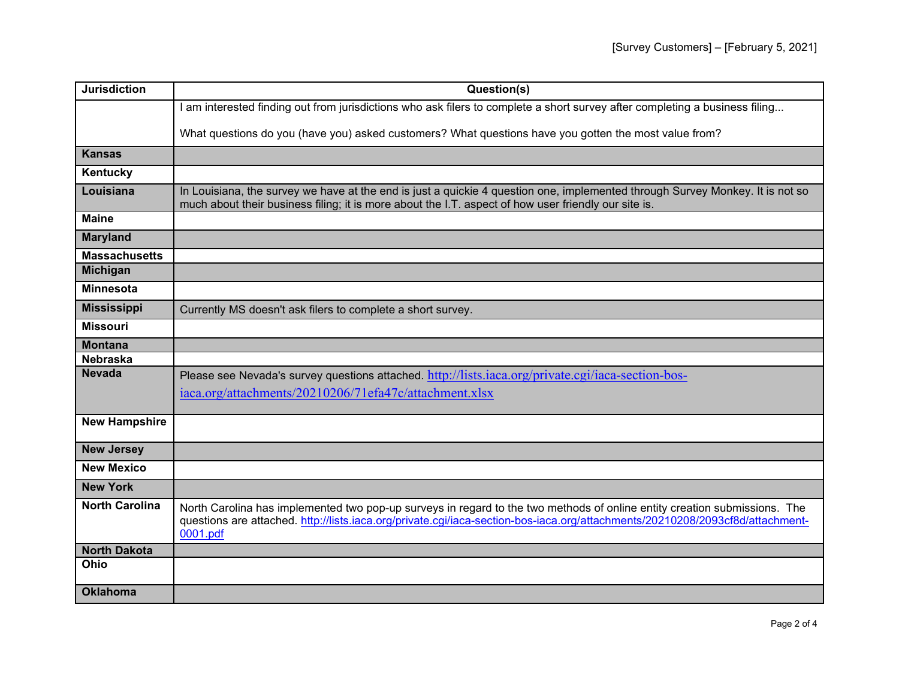| Jurisdiction | Question(s) |
| --- | --- |
| | I am interested finding out from jurisdictions who ask filers to complete a short survey after completing a business filing...<br><br>What questions do you (have you) asked customers? What questions have you gotten the most value from? |
| **Kansas** | |
| **Kentucky** | |
| **Louisiana** | In Louisiana, the survey we have at the end is just a quickie 4 question one, implemented through Survey Monkey. It is not so much about their business filing; it is more about the I.T. aspect of how user friendly our site is. |
| **Maine** | |
| **Maryland** | |
| **Massachusetts** | |
| **Michigan** | |
| **Minnesota** | |
| **Mississippi** | Currently MS doesn't ask filers to complete a short survey. |
| **Missouri** | |
| **Montana** | |
| **Nebraska** | |
| **Nevada** | Please see Nevada's survey questions attached. http://lists.iaca.org/private.cgi/iaca-section-bos-iaca.org/attachments/20210206/71efa47c/attachment.xlsx |
| **New Hampshire** | |
| **New Jersey** | |
| **New Mexico** | |
| **New York** | |
| **North Carolina** | North Carolina has implemented two pop-up surveys in regard to the two methods of online entity creation submissions. The questions are attached. http://lists.iaca.org/private.cgi/iaca-section-bos-iaca.org/attachments/20210208/2093cf8d/attachment-0001.pdf |
| **North Dakota** | |
| **Ohio** | |
| **Oklahoma** | |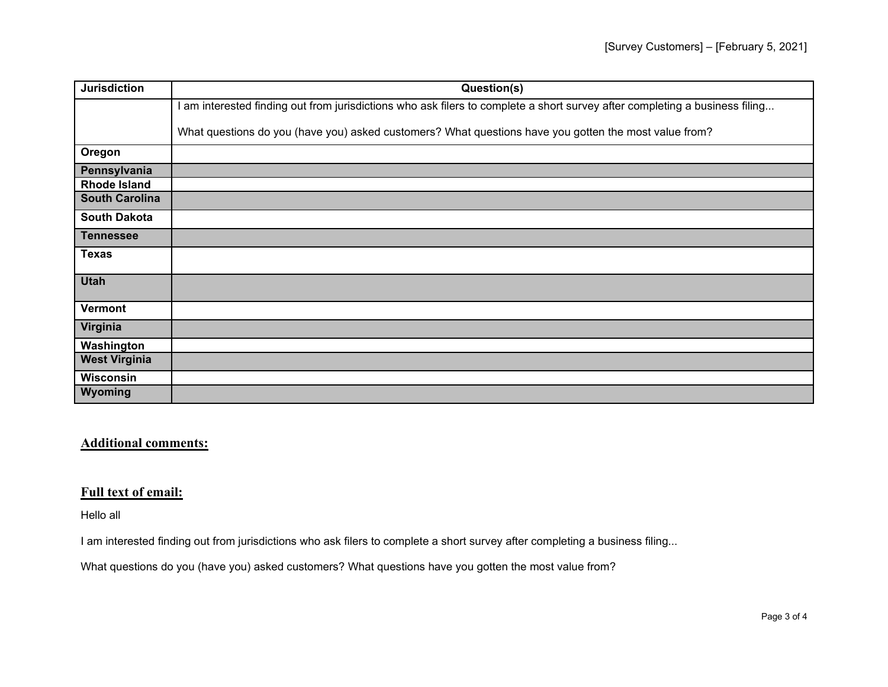| Jurisdiction | Question(s) |
|---|---|
| | I am interested finding out from jurisdictions who ask filers to complete a short survey after completing a business filing...<br><br>What questions do you (have you) asked customers? What questions have you gotten the most value from? |
| **Oregon** | |
| **Pennsylvania** | |
| **Rhode Island** | |
| **South Carolina** | |
| **South Dakota** | |
| **Tennessee** | |
| **Texas** | |
| **Utah** | |
| **Vermont** | |
| **Virginia** | |
| **Washington** | |
| **West Virginia** | |
| **Wisconsin** | |
| **Wyoming** | |

## Additional comments:

## Full text of email:

Hello all

I am interested finding out from jurisdictions who ask filers to complete a short survey after completing a business filing...

What questions do you (have you) asked customers? What questions have you gotten the most value from?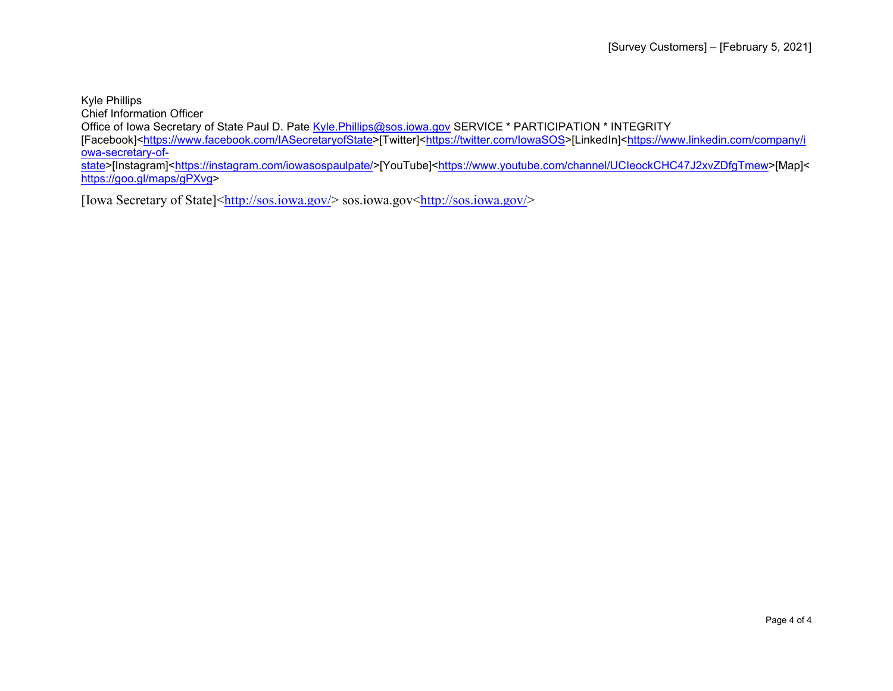Kyle Phillips
Chief Information Officer
Office of Iowa Secretary of State Paul D. Pate Kyle.Phillips@sos.iowa.gov SERVICE * PARTICIPATION * INTEGRITY
[Facebook]<https://www.facebook.com/IASecretaryofState>[Twitter]<https://twitter.com/IowaSOS>[LinkedIn]<https://www.linkedin.com/company/iowa-secretary-of-state>[Instagram]<https://instagram.com/iowasospaulpate/>[YouTube]<https://www.youtube.com/channel/UCIeockCHC47J2xvZDfgTmew>[Map]<https://goo.gl/maps/gPXvg>

[Iowa Secretary of State]<http://sos.iowa.gov/> sos.iowa.gov<http://sos.iowa.gov/>